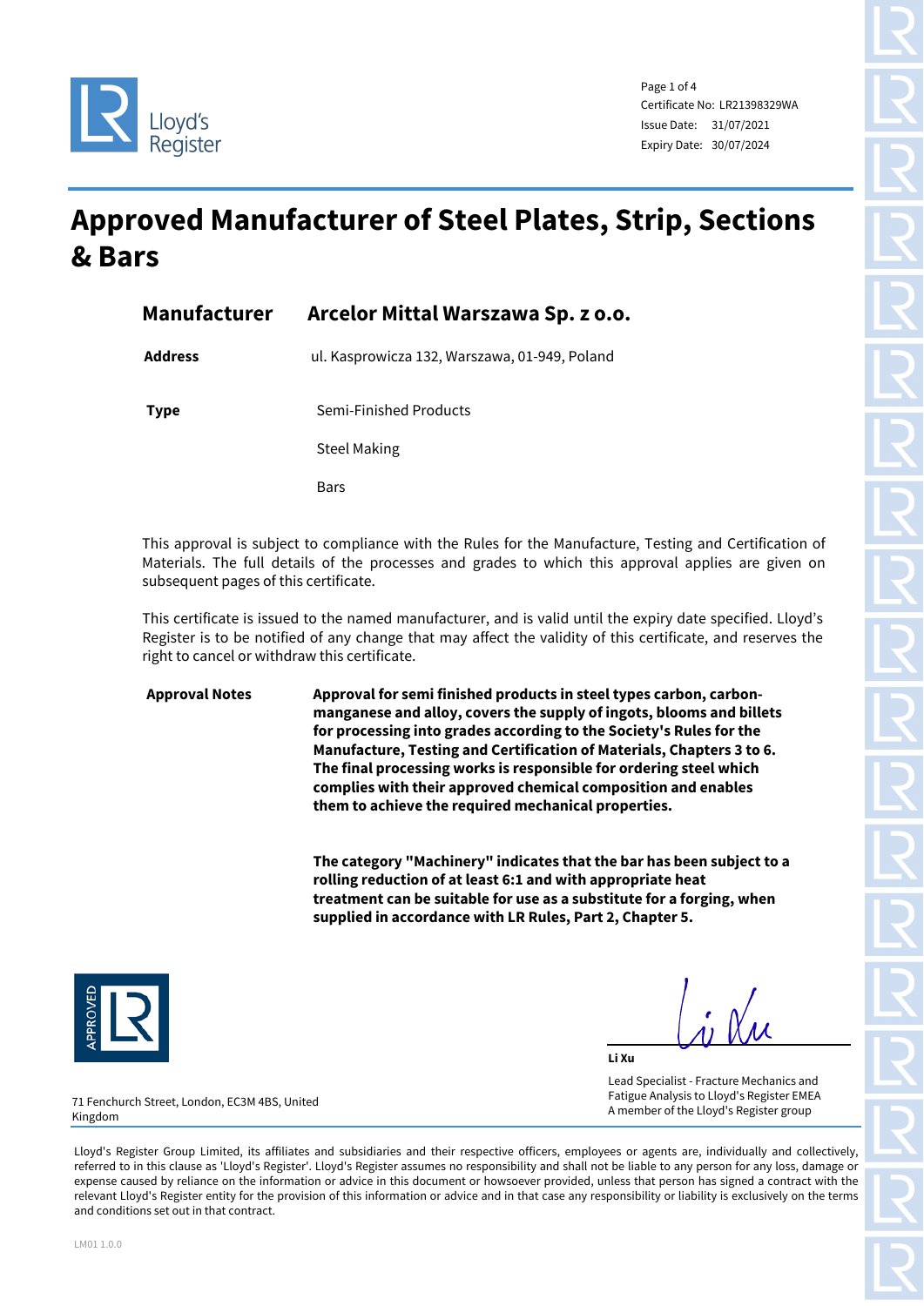Certificate No: LR21398329WA
Issue Date: 31/07/2021
Expiry Date: 30/07/2024

# Approved Manufacturer of Steel Plates, Strip, Sections & Bars

| | |
|---|---|
| **Manufacturer** | **Arcelor Mittal Warszawa Sp. z o.o.** |
| **Address** | ul. Kasprowicza 132, Warszawa, 01-949, Poland |
| **Type** | Semi-Finished Products |
| | Steel Making |
| | Bars |

This approval is subject to compliance with the Rules for the Manufacture, Testing and Certification of Materials. The full details of the processes and grades to which this approval applies are given on subsequent pages of this certificate.

This certificate is issued to the named manufacturer, and is valid until the expiry date specified. Lloyd's Register is to be notified of any change that may affect the validity of this certificate, and reserves the right to cancel or withdraw this certificate.

**Approval Notes**

**Approval for semi finished products in steel types carbon, carbon-manganese and alloy, covers the supply of ingots, blooms and billets for processing into grades according to the Society's Rules for the Manufacture, Testing and Certification of Materials, Chapters 3 to 6. The final processing works is responsible for ordering steel which complies with their approved chemical composition and enables them to achieve the required mechanical properties.**

**The category "Machinery" indicates that the bar has been subject to a rolling reduction of at least 6:1 and with appropriate heat treatment can be suitable for use as a substitute for a forging, when supplied in accordance with LR Rules, Part 2, Chapter 5.**

**Li Xu**

Lead Specialist - Fracture Mechanics and Fatigue Analysis to Lloyd's Register EMEA
A member of the Lloyd's Register group

71 Fenchurch Street, London, EC3M 4BS, United Kingdom

Lloyd's Register Group Limited, its affiliates and subsidiaries and their respective officers, employees or agents are, individually and collectively, referred to in this clause as 'Lloyd's Register'. Lloyd's Register assumes no responsibility and shall not be liable to any person for any loss, damage or expense caused by reliance on the information or advice in this document or howsoever provided, unless that person has signed a contract with the relevant Lloyd's Register entity for the provision of this information or advice and in that case any responsibility or liability is exclusively on the terms and conditions set out in that contract.

LM01 1.0.0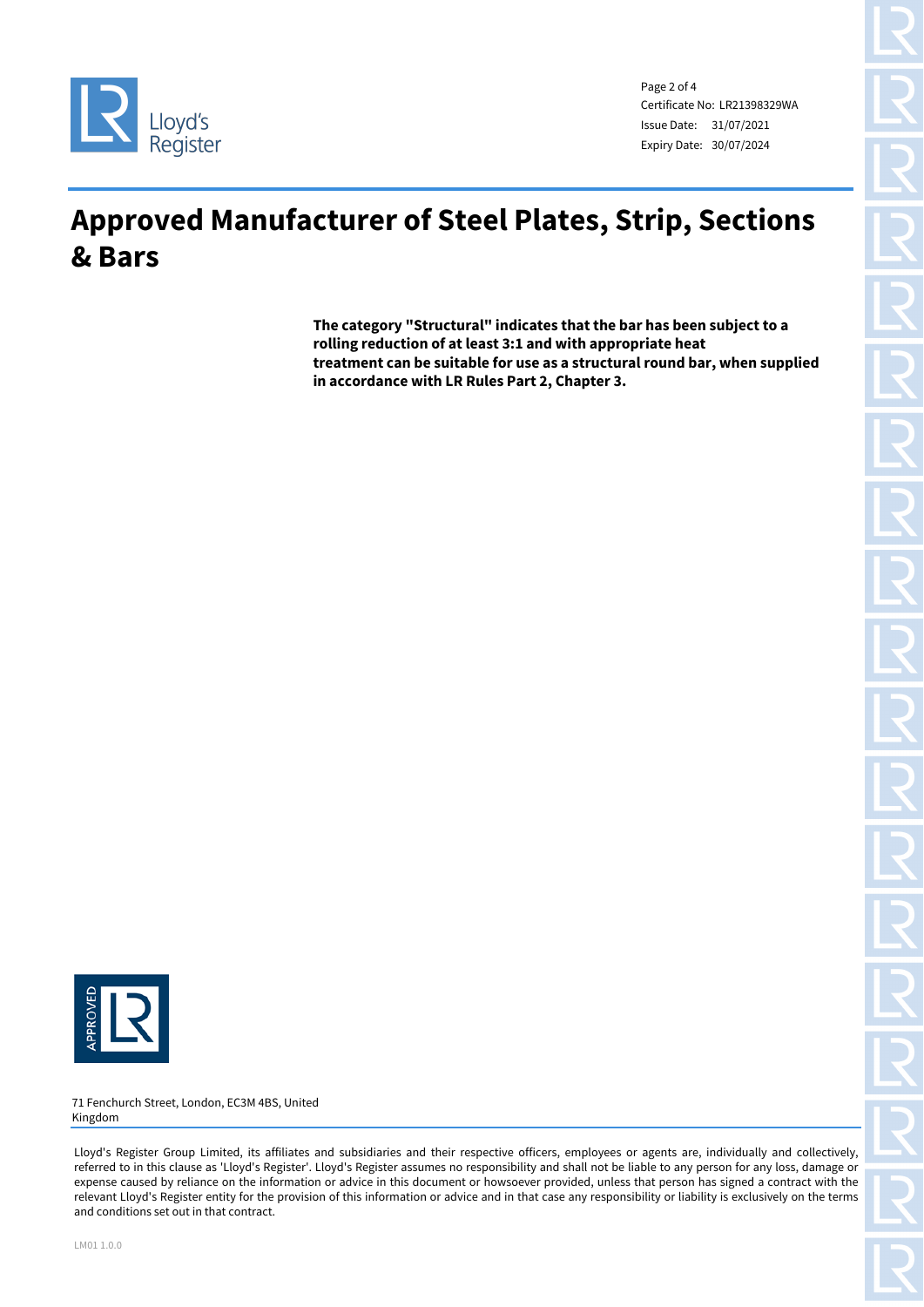Certificate No: LR21398329WA
Issue Date: 31/07/2021
Expiry Date: 30/07/2024

# Approved Manufacturer of Steel Plates, Strip, Sections & Bars

**The category "Structural" indicates that the bar has been subject to a rolling reduction of at least 3:1 and with appropriate heat treatment can be suitable for use as a structural round bar, when supplied in accordance with LR Rules Part 2, Chapter 3.**

71 Fenchurch Street, London, EC3M 4BS, United Kingdom

Lloyd's Register Group Limited, its affiliates and subsidiaries and their respective officers, employees or agents are, individually and collectively, referred to in this clause as 'Lloyd's Register'. Lloyd's Register assumes no responsibility and shall not be liable to any person for any loss, damage or expense caused by reliance on the information or advice in this document or howsoever provided, unless that person has signed a contract with the relevant Lloyd's Register entity for the provision of this information or advice and in that case any responsibility or liability is exclusively on the terms and conditions set out in that contract.

LM01 1.0.0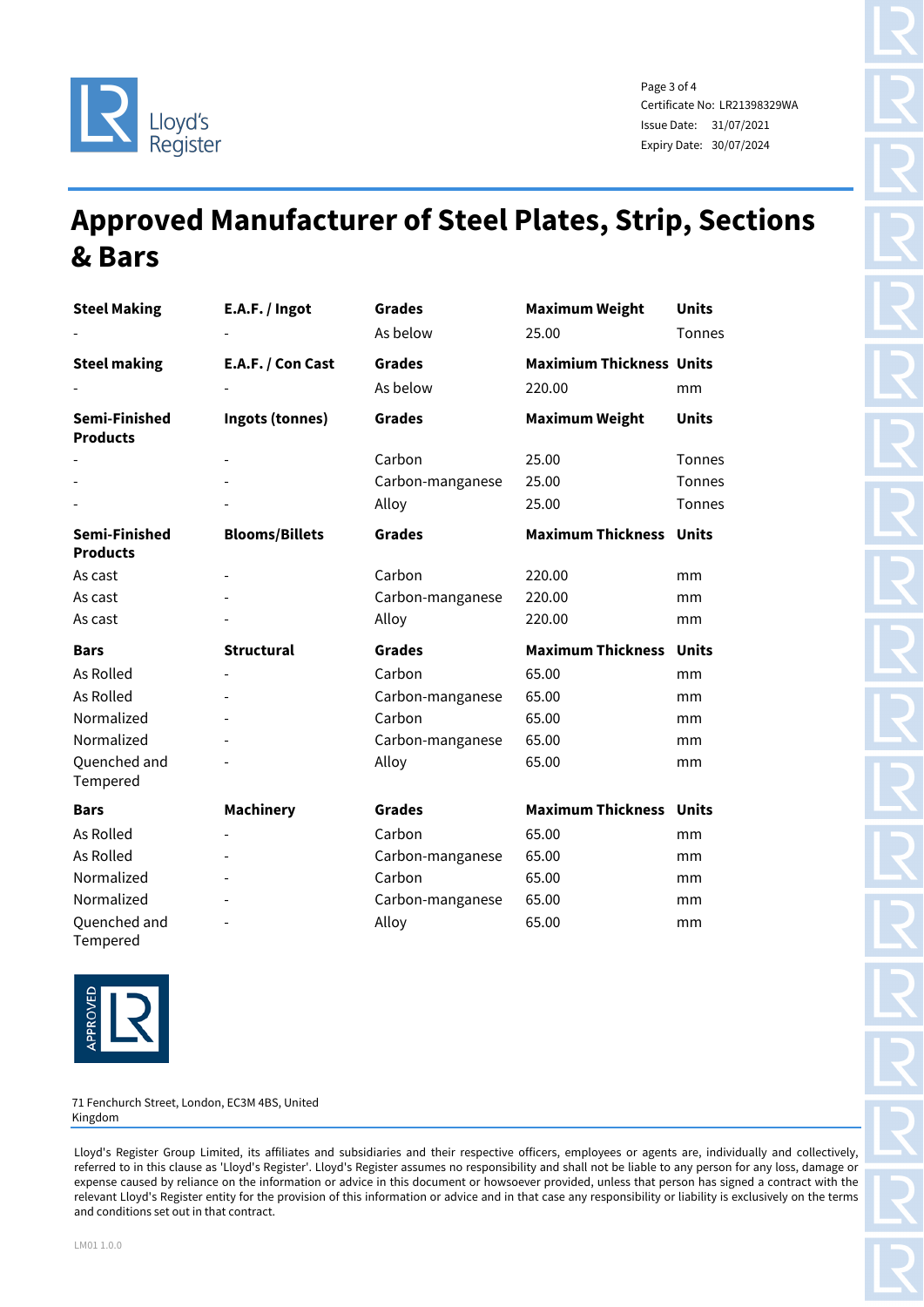# Approved Manufacturer of Steel Plates, Strip, Sections & Bars

| **Steel Making** | **E.A.F. / Ingot** | **Grades** | **Maximum Weight** | **Units** |
|---|---|---|---|---|
| - | - | As below | 25.00 | Tonnes |

| **Steel making** | **E.A.F. / Con Cast** | **Grades** | **Maximium Thickness** | **Units** |
|---|---|---|---|---|
| - | - | As below | 220.00 | mm |

| **Semi-Finished Products** | **Ingots (tonnes)** | **Grades** | **Maximum Weight** | **Units** |
|---|---|---|---|---|
| - | - | Carbon | 25.00 | Tonnes |
| - | - | Carbon-manganese | 25.00 | Tonnes |
| - | - | Alloy | 25.00 | Tonnes |

| **Semi-Finished Products** | **Blooms/Billets** | **Grades** | **Maximum Thickness** | **Units** |
|---|---|---|---|---|
| As cast | - | Carbon | 220.00 | mm |
| As cast | - | Carbon-manganese | 220.00 | mm |
| As cast | - | Alloy | 220.00 | mm |

| **Bars** | **Structural** | **Grades** | **Maximum Thickness** | **Units** |
|---|---|---|---|---|
| As Rolled | - | Carbon | 65.00 | mm |
| As Rolled | - | Carbon-manganese | 65.00 | mm |
| Normalized | - | Carbon | 65.00 | mm |
| Normalized | - | Carbon-manganese | 65.00 | mm |
| Quenched and Tempered | - | Alloy | 65.00 | mm |

| **Bars** | **Machinery** | **Grades** | **Maximum Thickness** | **Units** |
|---|---|---|---|---|
| As Rolled | - | Carbon | 65.00 | mm |
| As Rolled | - | Carbon-manganese | 65.00 | mm |
| Normalized | - | Carbon | 65.00 | mm |
| Normalized | - | Carbon-manganese | 65.00 | mm |
| Quenched and Tempered | - | Alloy | 65.00 | mm |

71 Fenchurch Street, London, EC3M 4BS, United Kingdom

Lloyd's Register Group Limited, its affiliates and subsidiaries and their respective officers, employees or agents are, individually and collectively, referred to in this clause as 'Lloyd's Register'. Lloyd's Register assumes no responsibility and shall not be liable to any person for any loss, damage or expense caused by reliance on the information or advice in this document or howsoever provided, unless that person has signed a contract with the relevant Lloyd's Register entity for the provision of this information or advice and in that case any responsibility or liability is exclusively on the terms and conditions set out in that contract.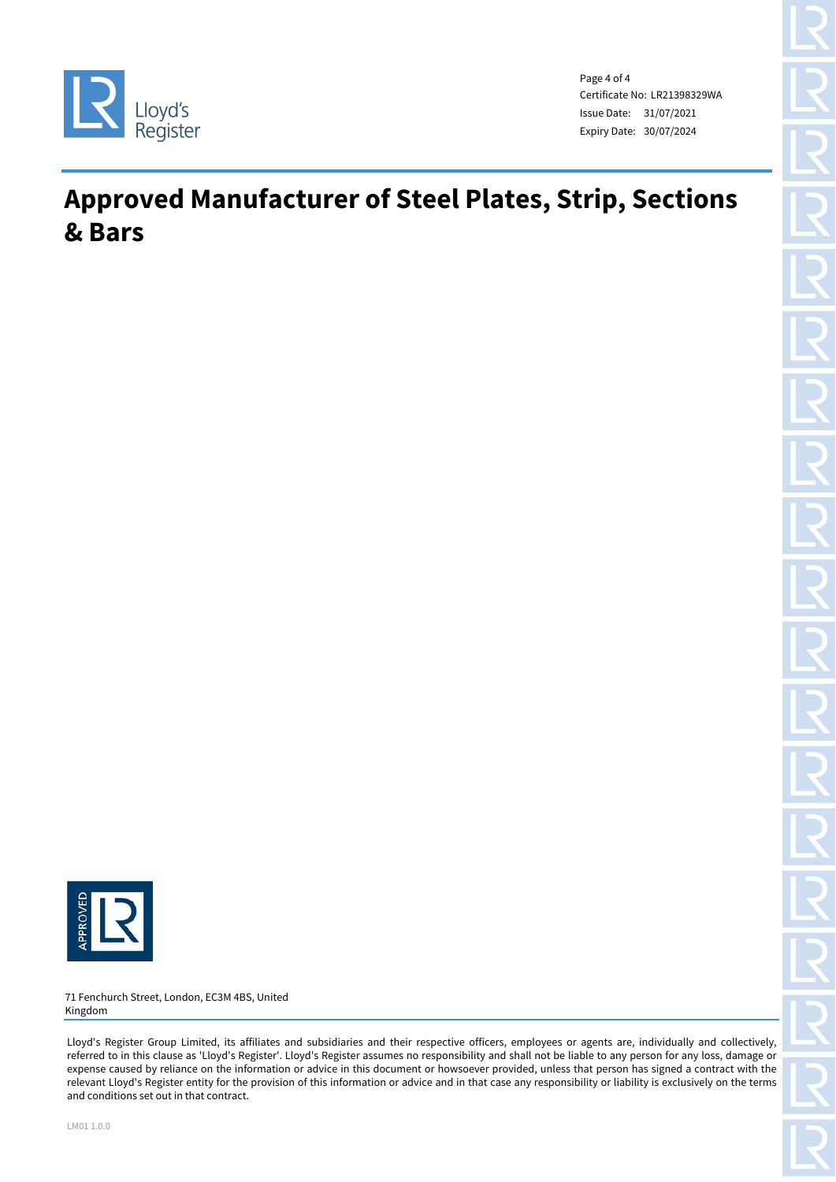Certificate No: LR21398329WA
Issue Date: 31/07/2021
Expiry Date: 30/07/2024

# Approved Manufacturer of Steel Plates, Strip, Sections & Bars

71 Fenchurch Street, London, EC3M 4BS, United Kingdom

Lloyd's Register Group Limited, its affiliates and subsidiaries and their respective officers, employees or agents are, individually and collectively, referred to in this clause as 'Lloyd's Register'. Lloyd's Register assumes no responsibility and shall not be liable to any person for any loss, damage or expense caused by reliance on the information or advice in this document or howsoever provided, unless that person has signed a contract with the relevant Lloyd's Register entity for the provision of this information or advice and in that case any responsibility or liability is exclusively on the terms and conditions set out in that contract.

LM01 1.0.0